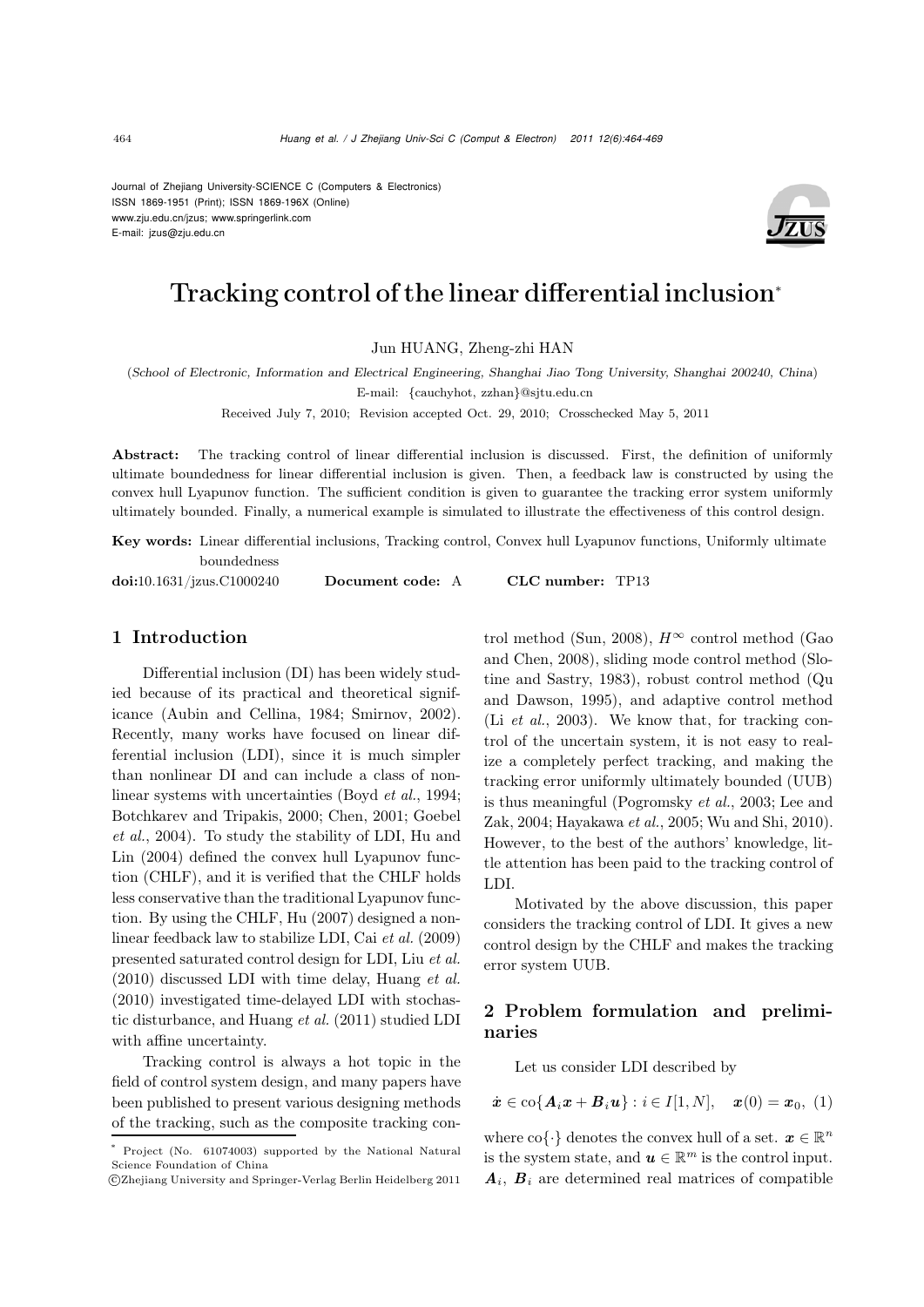Journal of Zhejiang University-SCIENCE C (Computers & Electronics)
ISSN 1869-1951 (Print); ISSN 1869-196X (Online)
www.zju.edu.cn/jzus; www.springerlink.com
E-mail: jzus@zju.edu.cn

# Tracking control of the linear differential inclusion*

Jun HUANG, Zheng-zhi HAN

(*School of Electronic, Information and Electrical Engineering, Shanghai Jiao Tong University, Shanghai 200240, China*)

E-mail: {cauchyhot, zzhan}@sjtu.edu.cn

Received July 7, 2010; Revision accepted Oct. 29, 2010; Crosschecked May 5, 2011

**Abstract:** The tracking control of linear differential inclusion is discussed. First, the definition of uniformly ultimate boundedness for linear differential inclusion is given. Then, a feedback law is constructed by using the convex hull Lyapunov function. The sufficient condition is given to guarantee the tracking error system uniformly ultimately bounded. Finally, a numerical example is simulated to illustrate the effectiveness of this control design.

**Key words:** Linear differential inclusions, Tracking control, Convex hull Lyapunov functions, Uniformly ultimate boundedness

**doi:**10.1631/jzus.C1000240 **Document code:** A **CLC number:** TP13

## 1 Introduction

Differential inclusion (DI) has been widely studied because of its practical and theoretical significance (Aubin and Cellina, 1984; Smirnov, 2002). Recently, many works have focused on linear differential inclusion (LDI), since it is much simpler than nonlinear DI and can include a class of nonlinear systems with uncertainties (Boyd *et al.*, 1994; Botchkarev and Tripakis, 2000; Chen, 2001; Goebel *et al.*, 2004). To study the stability of LDI, Hu and Lin (2004) defined the convex hull Lyapunov function (CHLF), and it is verified that the CHLF holds less conservative than the traditional Lyapunov function. By using the CHLF, Hu (2007) designed a nonlinear feedback law to stabilize LDI, Cai *et al.* (2009) presented saturated control design for LDI, Liu *et al.* (2010) discussed LDI with time delay, Huang *et al.* (2010) investigated time-delayed LDI with stochastic disturbance, and Huang *et al.* (2011) studied LDI with affine uncertainty.

Tracking control is always a hot topic in the field of control system design, and many papers have been published to present various designing methods of the tracking, such as the composite tracking control method (Sun, 2008), $H^{\infty}$ control method (Gao and Chen, 2008), sliding mode control method (Slotine and Sastry, 1983), robust control method (Qu and Dawson, 1995), and adaptive control method (Li *et al.*, 2003). We know that, for tracking control of the uncertain system, it is not easy to realize a completely perfect tracking, and making the tracking error uniformly ultimately bounded (UUB) is thus meaningful (Pogromsky *et al.*, 2003; Lee and Zak, 2004; Hayakawa *et al.*, 2005; Wu and Shi, 2010). However, to the best of the authors' knowledge, little attention has been paid to the tracking control of LDI.

Motivated by the above discussion, this paper considers the tracking control of LDI. It gives a new control design by the CHLF and makes the tracking error system UUB.

## 2 Problem formulation and preliminaries

Let us consider LDI described by

$$\dot{\boldsymbol{x}} \in \mathrm{co}\{\boldsymbol{A}_i\boldsymbol{x} + \boldsymbol{B}_i\boldsymbol{u}\} : i \in I[1, N], \quad \boldsymbol{x}(0) = \boldsymbol{x}_0, \tag{1}$$

where $\mathrm{co}\{\cdot\}$ denotes the convex hull of a set. $\boldsymbol{x} \in \mathbb{R}^n$ is the system state, and $\boldsymbol{u} \in \mathbb{R}^m$ is the control input. $\boldsymbol{A}_i$, $\boldsymbol{B}_i$ are determined real matrices of compatible

---

* Project (No. 61074003) supported by the National Natural Science Foundation of China

©Zhejiang University and Springer-Verlag Berlin Heidelberg 2011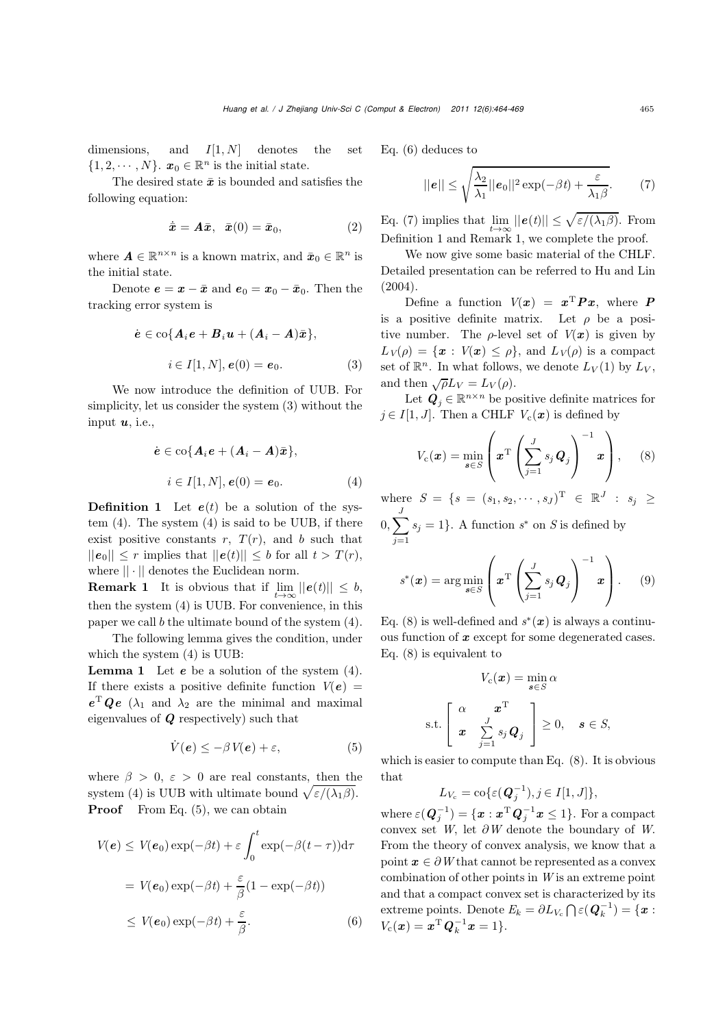dimensions, and $I[1,N]$ denotes the set $\{1,2,\cdots,N\}$. $\boldsymbol{x}_0 \in \mathbb{R}^n$ is the initial state.

The desired state $\bar{\boldsymbol{x}}$ is bounded and satisfies the following equation:

$$\dot{\bar{\boldsymbol{x}}} = \boldsymbol{A}\bar{\boldsymbol{x}}, \quad \bar{\boldsymbol{x}}(0) = \bar{\boldsymbol{x}}_0, \tag{2}$$

where $\boldsymbol{A} \in \mathbb{R}^{n\times n}$ is a known matrix, and $\bar{\boldsymbol{x}}_0 \in \mathbb{R}^n$ is the initial state.

Denote $\boldsymbol{e} = \boldsymbol{x} - \bar{\boldsymbol{x}}$ and $\boldsymbol{e}_0 = \boldsymbol{x}_0 - \bar{\boldsymbol{x}}_0$. Then the tracking error system is

$$\dot{\boldsymbol{e}} \in \mathrm{co}\{\boldsymbol{A}_i\boldsymbol{e} + \boldsymbol{B}_i\boldsymbol{u} + (\boldsymbol{A}_i - \boldsymbol{A})\bar{\boldsymbol{x}}\},$$
$$i \in I[1,N], \boldsymbol{e}(0) = \boldsymbol{e}_0. \tag{3}$$

We now introduce the definition of UUB. For simplicity, let us consider the system (3) without the input $\boldsymbol{u}$, i.e.,

$$\dot{\boldsymbol{e}} \in \mathrm{co}\{\boldsymbol{A}_i\boldsymbol{e} + (\boldsymbol{A}_i - \boldsymbol{A})\bar{\boldsymbol{x}}\},$$
$$i \in I[1,N], \boldsymbol{e}(0) = \boldsymbol{e}_0. \tag{4}$$

**Definition 1** Let $\boldsymbol{e}(t)$ be a solution of the system (4). The system (4) is said to be UUB, if there exist positive constants $r$, $T(r)$, and $b$ such that $||\boldsymbol{e}_0|| \le r$ implies that $||\boldsymbol{e}(t)|| \le b$ for all $t > T(r)$, where $||\cdot||$ denotes the Euclidean norm.

**Remark 1** It is obvious that if $\lim\limits_{t\to\infty} ||\boldsymbol{e}(t)|| \le b$, then the system (4) is UUB. For convenience, in this paper we call $b$ the ultimate bound of the system (4).

The following lemma gives the condition, under which the system (4) is UUB:

**Lemma 1** Let $\boldsymbol{e}$ be a solution of the system (4). If there exists a positive definite function $V(\boldsymbol{e}) = \boldsymbol{e}^{\mathrm{T}}\boldsymbol{Q}\boldsymbol{e}$ ($\lambda_1$ and $\lambda_2$ are the minimal and maximal eigenvalues of $\boldsymbol{Q}$ respectively) such that

$$\dot{V}(\boldsymbol{e}) \le -\beta V(\boldsymbol{e}) + \varepsilon, \tag{5}$$

where $\beta > 0$, $\varepsilon > 0$ are real constants, then the system (4) is UUB with ultimate bound $\sqrt{\varepsilon/(\lambda_1\beta)}$.

**Proof** From Eq. (5), we can obtain

$$\begin{aligned} V(\boldsymbol{e}) &\le V(\boldsymbol{e}_0)\exp(-\beta t) + \varepsilon\int_0^t \exp(-\beta(t-\tau))\mathrm{d}\tau \\ &= V(\boldsymbol{e}_0)\exp(-\beta t) + \frac{\varepsilon}{\beta}(1-\exp(-\beta t)) \\ &\le V(\boldsymbol{e}_0)\exp(-\beta t) + \frac{\varepsilon}{\beta}. \end{aligned} \tag{6}$$

Eq. (6) deduces to

$$||\boldsymbol{e}|| \le \sqrt{\frac{\lambda_2}{\lambda_1}||\boldsymbol{e}_0||^2\exp(-\beta t) + \frac{\varepsilon}{\lambda_1\beta}}. \tag{7}$$

Eq. (7) implies that $\lim\limits_{t\to\infty}||\boldsymbol{e}(t)|| \le \sqrt{\varepsilon/(\lambda_1\beta)}$. From Definition 1 and Remark 1, we complete the proof.

We now give some basic material of the CHLF. Detailed presentation can be referred to Hu and Lin (2004).

Define a function $V(\boldsymbol{x}) = \boldsymbol{x}^{\mathrm{T}}\boldsymbol{P}\boldsymbol{x}$, where $\boldsymbol{P}$ is a positive definite matrix. Let $\rho$ be a positive number. The $\rho$-level set of $V(\boldsymbol{x})$ is given by $L_V(\rho) = \{\boldsymbol{x} : V(\boldsymbol{x}) \le \rho\}$, and $L_V(\rho)$ is a compact set of $\mathbb{R}^n$. In what follows, we denote $L_V(1)$ by $L_V$, and then $\sqrt{\rho}L_V = L_V(\rho)$.

Let $\boldsymbol{Q}_j \in \mathbb{R}^{n\times n}$ be positive definite matrices for $j \in I[1,J]$. Then a CHLF $V_{\mathrm{c}}(\boldsymbol{x})$ is defined by

$$V_{\mathrm{c}}(\boldsymbol{x}) = \min_{\boldsymbol{s}\in S}\left(\boldsymbol{x}^{\mathrm{T}}\left(\sum_{j=1}^{J} s_j\boldsymbol{Q}_j\right)^{-1}\boldsymbol{x}\right), \tag{8}$$

where $S = \{s = (s_1, s_2, \cdots, s_J)^{\mathrm{T}} \in \mathbb{R}^J : s_j \ge 0, \sum\limits_{j=1}^{J} s_j = 1\}$. A function $s^*$ on $S$ is defined by

$$s^*(\boldsymbol{x}) = \arg\min_{\boldsymbol{s}\in S}\left(\boldsymbol{x}^{\mathrm{T}}\left(\sum_{j=1}^{J} s_j\boldsymbol{Q}_j\right)^{-1}\boldsymbol{x}\right). \tag{9}$$

Eq. (8) is well-defined and $s^*(\boldsymbol{x})$ is always a continuous function of $\boldsymbol{x}$ except for some degenerated cases. Eq. (8) is equivalent to

$$V_{\mathrm{c}}(\boldsymbol{x}) = \min_{\boldsymbol{s}\in S}\alpha$$
$$\text{s.t.} \begin{bmatrix} \alpha & \boldsymbol{x}^{\mathrm{T}} \\ \boldsymbol{x} & \sum\limits_{j=1}^{J} s_j\boldsymbol{Q}_j \end{bmatrix} \ge 0, \quad \boldsymbol{s} \in S,$$

which is easier to compute than Eq. (8). It is obvious that

$$L_{V_{\mathrm{c}}} = \mathrm{co}\{\varepsilon(\boldsymbol{Q}_j^{-1}), j \in I[1,J]\},$$

where $\varepsilon(\boldsymbol{Q}_j^{-1}) = \{\boldsymbol{x} : \boldsymbol{x}^{\mathrm{T}}\boldsymbol{Q}_j^{-1}\boldsymbol{x} \le 1\}$. For a compact convex set $W$, let $\partial W$ denote the boundary of $W$. From the theory of convex analysis, we know that a point $\boldsymbol{x} \in \partial W$ that cannot be represented as a convex combination of other points in $W$ is an extreme point and that a compact convex set is characterized by its extreme points. Denote $E_k = \partial L_{V_{\mathrm{c}}} \bigcap \varepsilon(\boldsymbol{Q}_k^{-1}) = \{\boldsymbol{x} : V_{\mathrm{c}}(\boldsymbol{x}) = \boldsymbol{x}^{\mathrm{T}}\boldsymbol{Q}_k^{-1}\boldsymbol{x} = 1\}$.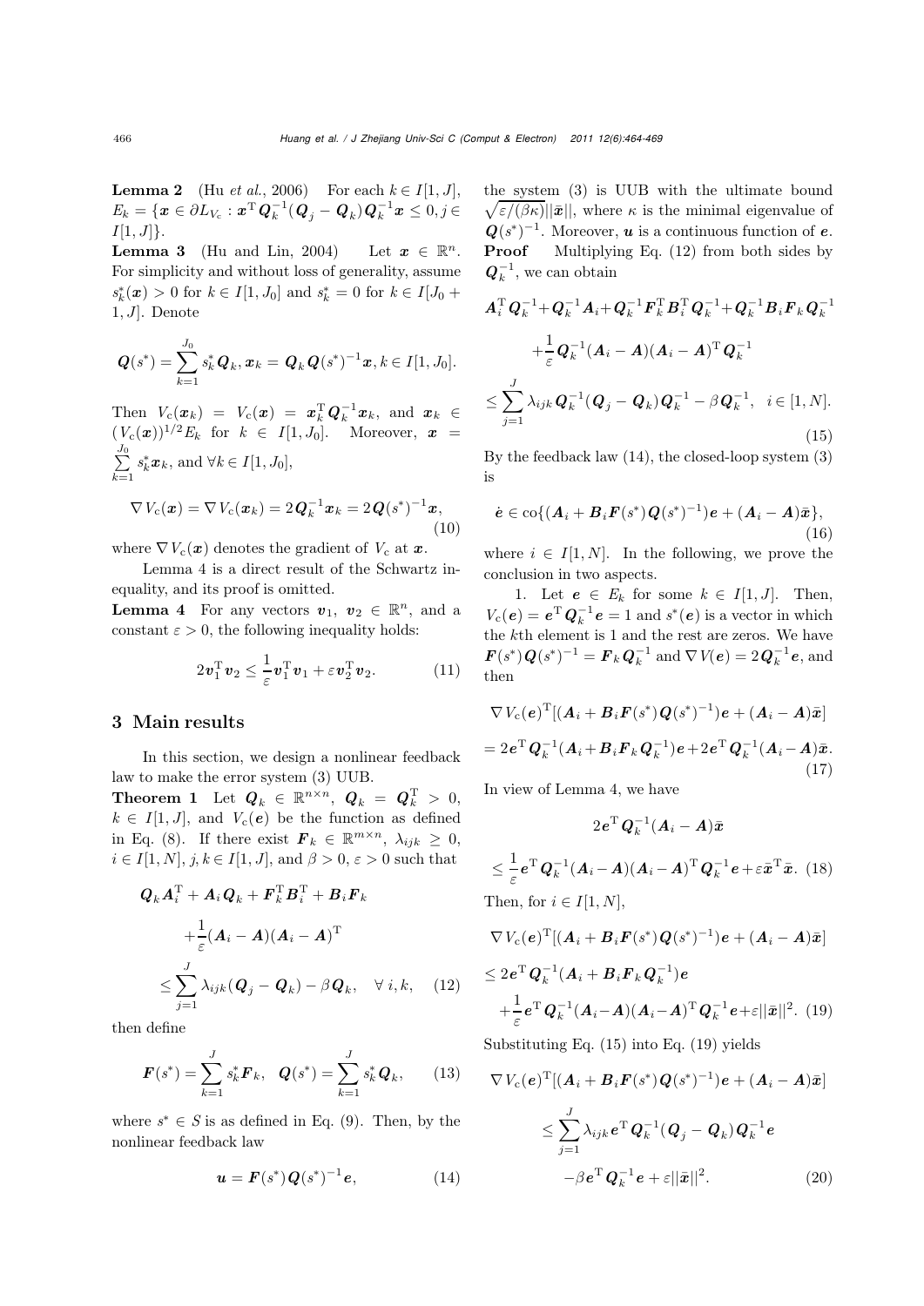**Lemma 2** (Hu *et al.*, 2006) For each $k \in I[1, J]$, $E_k = \{\boldsymbol{x} \in \partial L_{V_c} : \boldsymbol{x}^{\mathrm{T}} \boldsymbol{Q}_k^{-1}(\boldsymbol{Q}_j - \boldsymbol{Q}_k)\boldsymbol{Q}_k^{-1}\boldsymbol{x} \leq 0, j \in I[1, J]\}$.

**Lemma 3** (Hu and Lin, 2004) Let $\boldsymbol{x} \in \mathbb{R}^n$. For simplicity and without loss of generality, assume $s_k^*(\boldsymbol{x}) > 0$ for $k \in I[1, J_0]$ and $s_k^* = 0$ for $k \in I[J_0 + 1, J]$. Denote

$$\boldsymbol{Q}(s^*) = \sum_{k=1}^{J_0} s_k^* \boldsymbol{Q}_k, \boldsymbol{x}_k = \boldsymbol{Q}_k \boldsymbol{Q}(s^*)^{-1}\boldsymbol{x}, k \in I[1, J_0].$$

Then $V_c(\boldsymbol{x}_k) = V_c(\boldsymbol{x}) = \boldsymbol{x}_k^{\mathrm{T}} \boldsymbol{Q}_k^{-1} \boldsymbol{x}_k$, and $\boldsymbol{x}_k \in (V_c(\boldsymbol{x}))^{1/2} E_k$ for $k \in I[1, J_0]$. Moreover, $\boldsymbol{x} = \sum_{k=1}^{J_0} s_k^* \boldsymbol{x}_k$, and $\forall k \in I[1, J_0]$,

$$\nabla V_c(\boldsymbol{x}) = \nabla V_c(\boldsymbol{x}_k) = 2\boldsymbol{Q}_k^{-1}\boldsymbol{x}_k = 2\boldsymbol{Q}(s^*)^{-1}\boldsymbol{x}, \tag{10}$$

where $\nabla V_c(\boldsymbol{x})$ denotes the gradient of $V_c$ at $\boldsymbol{x}$.

Lemma 4 is a direct result of the Schwartz inequality, and its proof is omitted.

**Lemma 4** For any vectors $\boldsymbol{v}_1$, $\boldsymbol{v}_2 \in \mathbb{R}^n$, and a constant $\varepsilon > 0$, the following inequality holds:

$$2\boldsymbol{v}_1^{\mathrm{T}} \boldsymbol{v}_2 \leq \frac{1}{\varepsilon} \boldsymbol{v}_1^{\mathrm{T}} \boldsymbol{v}_1 + \varepsilon \boldsymbol{v}_2^{\mathrm{T}} \boldsymbol{v}_2. \tag{11}$$

## 3 Main results

In this section, we design a nonlinear feedback law to make the error system (3) UUB.

**Theorem 1** Let $\boldsymbol{Q}_k \in \mathbb{R}^{n\times n}$, $\boldsymbol{Q}_k = \boldsymbol{Q}_k^{\mathrm{T}} > 0$, $k \in I[1, J]$, and $V_c(\boldsymbol{e})$ be the function as defined in Eq. (8). If there exist $\boldsymbol{F}_k \in \mathbb{R}^{m\times n}$, $\lambda_{ijk} \geq 0$, $i \in I[1, N]$, $j, k \in I[1, J]$, and $\beta > 0$, $\varepsilon > 0$ such that

$$\begin{aligned}\boldsymbol{Q}_k \boldsymbol{A}_i^{\mathrm{T}} + \boldsymbol{A}_i \boldsymbol{Q}_k + \boldsymbol{F}_k^{\mathrm{T}} \boldsymbol{B}_i^{\mathrm{T}} + \boldsymbol{B}_i \boldsymbol{F}_k \\ + \frac{1}{\varepsilon}(\boldsymbol{A}_i - \boldsymbol{A})(\boldsymbol{A}_i - \boldsymbol{A})^{\mathrm{T}} \\ \leq \sum_{j=1}^{J} \lambda_{ijk}(\boldsymbol{Q}_j - \boldsymbol{Q}_k) - \beta \boldsymbol{Q}_k, \quad \forall\, i, k, \end{aligned}\tag{12}$$

then define

$$\boldsymbol{F}(s^*) = \sum_{k=1}^{J} s_k^* \boldsymbol{F}_k, \quad \boldsymbol{Q}(s^*) = \sum_{k=1}^{J} s_k^* \boldsymbol{Q}_k, \tag{13}$$

where $s^* \in S$ is as defined in Eq. (9). Then, by the nonlinear feedback law

$$\boldsymbol{u} = \boldsymbol{F}(s^*)\boldsymbol{Q}(s^*)^{-1}\boldsymbol{e}, \tag{14}$$

the system (3) is UUB with the ultimate bound $\sqrt{\varepsilon/(\beta\kappa)}||\bar{\boldsymbol{x}}||$, where $\kappa$ is the minimal eigenvalue of $\boldsymbol{Q}(s^*)^{-1}$. Moreover, $\boldsymbol{u}$ is a continuous function of $\boldsymbol{e}$.

**Proof** Multiplying Eq. (12) from both sides by $\boldsymbol{Q}_k^{-1}$, we can obtain

$$\begin{aligned}&\boldsymbol{A}_i^{\mathrm{T}} \boldsymbol{Q}_k^{-1} + \boldsymbol{Q}_k^{-1} \boldsymbol{A}_i + \boldsymbol{Q}_k^{-1} \boldsymbol{F}_k^{\mathrm{T}} \boldsymbol{B}_i^{\mathrm{T}} \boldsymbol{Q}_k^{-1} + \boldsymbol{Q}_k^{-1} \boldsymbol{B}_i \boldsymbol{F}_k \boldsymbol{Q}_k^{-1} \\ &\quad + \frac{1}{\varepsilon} \boldsymbol{Q}_k^{-1} (\boldsymbol{A}_i - \boldsymbol{A})(\boldsymbol{A}_i - \boldsymbol{A})^{\mathrm{T}} \boldsymbol{Q}_k^{-1} \\ &\leq \sum_{j=1}^{J} \lambda_{ijk} \boldsymbol{Q}_k^{-1} (\boldsymbol{Q}_j - \boldsymbol{Q}_k) \boldsymbol{Q}_k^{-1} - \beta \boldsymbol{Q}_k^{-1}, \quad i \in [1, N].\end{aligned}\tag{15}$$

By the feedback law (14), the closed-loop system (3) is

$$\dot{\boldsymbol{e}} \in \mathrm{co}\{(\boldsymbol{A}_i + \boldsymbol{B}_i \boldsymbol{F}(s^*)\boldsymbol{Q}(s^*)^{-1})\boldsymbol{e} + (\boldsymbol{A}_i - \boldsymbol{A})\bar{\boldsymbol{x}}\}, \tag{16}$$

where $i \in I[1, N]$. In the following, we prove the conclusion in two aspects.

1. Let $\boldsymbol{e} \in E_k$ for some $k \in I[1, J]$. Then, $V_c(\boldsymbol{e}) = \boldsymbol{e}^{\mathrm{T}} \boldsymbol{Q}_k^{-1} \boldsymbol{e} = 1$ and $s^*(\boldsymbol{e})$ is a vector in which the $k$th element is 1 and the rest are zeros. We have $\boldsymbol{F}(s^*)\boldsymbol{Q}(s^*)^{-1} = \boldsymbol{F}_k \boldsymbol{Q}_k^{-1}$ and $\nabla V(\boldsymbol{e}) = 2\boldsymbol{Q}_k^{-1}\boldsymbol{e}$, and then

$$\begin{aligned}&\nabla V_c(\boldsymbol{e})^{\mathrm{T}}[(\boldsymbol{A}_i + \boldsymbol{B}_i \boldsymbol{F}(s^*)\boldsymbol{Q}(s^*)^{-1})\boldsymbol{e} + (\boldsymbol{A}_i - \boldsymbol{A})\bar{\boldsymbol{x}}] \\ &= 2\boldsymbol{e}^{\mathrm{T}} \boldsymbol{Q}_k^{-1} (\boldsymbol{A}_i + \boldsymbol{B}_i \boldsymbol{F}_k \boldsymbol{Q}_k^{-1})\boldsymbol{e} + 2\boldsymbol{e}^{\mathrm{T}} \boldsymbol{Q}_k^{-1} (\boldsymbol{A}_i - \boldsymbol{A})\bar{\boldsymbol{x}}.\end{aligned}\tag{17}$$

In view of Lemma 4, we have

$$\begin{aligned}&2\boldsymbol{e}^{\mathrm{T}} \boldsymbol{Q}_k^{-1} (\boldsymbol{A}_i - \boldsymbol{A})\bar{\boldsymbol{x}} \\ &\leq \frac{1}{\varepsilon} \boldsymbol{e}^{\mathrm{T}} \boldsymbol{Q}_k^{-1} (\boldsymbol{A}_i - \boldsymbol{A})(\boldsymbol{A}_i - \boldsymbol{A})^{\mathrm{T}} \boldsymbol{Q}_k^{-1} \boldsymbol{e} + \varepsilon \bar{\boldsymbol{x}}^{\mathrm{T}} \bar{\boldsymbol{x}}.\end{aligned}\tag{18}$$

Then, for $i \in I[1, N]$,

$$\begin{aligned}&\nabla V_c(\boldsymbol{e})^{\mathrm{T}}[(\boldsymbol{A}_i + \boldsymbol{B}_i \boldsymbol{F}(s^*)\boldsymbol{Q}(s^*)^{-1})\boldsymbol{e} + (\boldsymbol{A}_i - \boldsymbol{A})\bar{\boldsymbol{x}}] \\ &\leq 2\boldsymbol{e}^{\mathrm{T}} \boldsymbol{Q}_k^{-1} (\boldsymbol{A}_i + \boldsymbol{B}_i \boldsymbol{F}_k \boldsymbol{Q}_k^{-1})\boldsymbol{e} \\ &\quad + \frac{1}{\varepsilon} \boldsymbol{e}^{\mathrm{T}} \boldsymbol{Q}_k^{-1} (\boldsymbol{A}_i - \boldsymbol{A})(\boldsymbol{A}_i - \boldsymbol{A})^{\mathrm{T}} \boldsymbol{Q}_k^{-1} \boldsymbol{e} + \varepsilon ||\bar{\boldsymbol{x}}||^2.\end{aligned}\tag{19}$$

Substituting Eq. (15) into Eq. (19) yields

$$\begin{aligned}&\nabla V_c(\boldsymbol{e})^{\mathrm{T}}[(\boldsymbol{A}_i + \boldsymbol{B}_i \boldsymbol{F}(s^*)\boldsymbol{Q}(s^*)^{-1})\boldsymbol{e} + (\boldsymbol{A}_i - \boldsymbol{A})\bar{\boldsymbol{x}}] \\ &\quad \leq \sum_{j=1}^{J} \lambda_{ijk} \boldsymbol{e}^{\mathrm{T}} \boldsymbol{Q}_k^{-1} (\boldsymbol{Q}_j - \boldsymbol{Q}_k) \boldsymbol{Q}_k^{-1} \boldsymbol{e} \\ &\quad\quad - \beta \boldsymbol{e}^{\mathrm{T}} \boldsymbol{Q}_k^{-1} \boldsymbol{e} + \varepsilon ||\bar{\boldsymbol{x}}||^2.\end{aligned}\tag{20}$$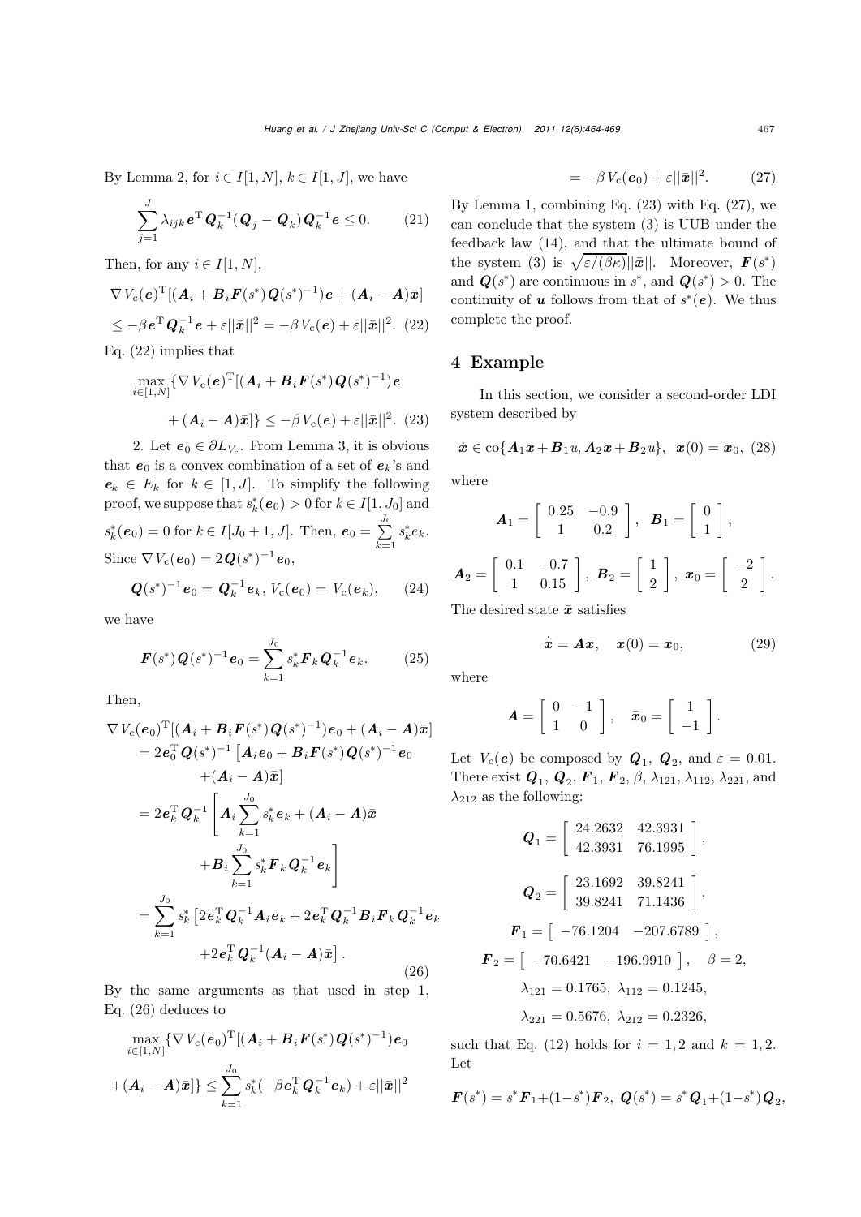By Lemma 2, for $i \in I[1,N]$, $k \in I[1,J]$, we have

$$\sum_{j=1}^{J} \lambda_{ijk} \boldsymbol{e}^{\mathrm{T}} \boldsymbol{Q}_k^{-1} (\boldsymbol{Q}_j - \boldsymbol{Q}_k) \boldsymbol{Q}_k^{-1} \boldsymbol{e} \le 0. \tag{21}$$

Then, for any $i \in I[1,N]$,

$$\begin{aligned} &\nabla V_{\mathrm{c}}(\boldsymbol{e})^{\mathrm{T}} [(\boldsymbol{A}_i + \boldsymbol{B}_i \boldsymbol{F}(s^*) \boldsymbol{Q}(s^*)^{-1}) \boldsymbol{e} + (\boldsymbol{A}_i - \boldsymbol{A}) \bar{\boldsymbol{x}}] \\ &\le -\beta \boldsymbol{e}^{\mathrm{T}} \boldsymbol{Q}_k^{-1} \boldsymbol{e} + \varepsilon ||\bar{\boldsymbol{x}}||^2 = -\beta V_{\mathrm{c}}(\boldsymbol{e}) + \varepsilon ||\bar{\boldsymbol{x}}||^2. \end{aligned} \tag{22}$$

Eq. (22) implies that

$$\begin{aligned} &\max_{i \in [1,N]} \{ \nabla V_{\mathrm{c}}(\boldsymbol{e})^{\mathrm{T}} [(\boldsymbol{A}_i + \boldsymbol{B}_i \boldsymbol{F}(s^*) \boldsymbol{Q}(s^*)^{-1}) \boldsymbol{e} \\ &\quad + (\boldsymbol{A}_i - \boldsymbol{A}) \bar{\boldsymbol{x}}] \} \le -\beta V_{\mathrm{c}}(\boldsymbol{e}) + \varepsilon ||\bar{\boldsymbol{x}}||^2. \end{aligned} \tag{23}$$

2. Let $\boldsymbol{e}_0 \in \partial L_{V_{\mathrm{c}}}$. From Lemma 3, it is obvious that $\boldsymbol{e}_0$ is a convex combination of a set of $\boldsymbol{e}_k$'s and $\boldsymbol{e}_k \in E_k$ for $k \in [1,J]$. To simplify the following proof, we suppose that $s_k^*(\boldsymbol{e}_0) > 0$ for $k \in I[1,J_0]$ and $s_k^*(\boldsymbol{e}_0) = 0$ for $k \in I[J_0+1,J]$. Then, $\boldsymbol{e}_0 = \sum_{k=1}^{J_0} s_k^* e_k$. Since $\nabla V_{\mathrm{c}}(\boldsymbol{e}_0) = 2\boldsymbol{Q}(s^*)^{-1} \boldsymbol{e}_0$,

$$\boldsymbol{Q}(s^*)^{-1} \boldsymbol{e}_0 = \boldsymbol{Q}_k^{-1} \boldsymbol{e}_k, \; V_{\mathrm{c}}(\boldsymbol{e}_0) = V_{\mathrm{c}}(\boldsymbol{e}_k), \tag{24}$$

we have

$$\boldsymbol{F}(s^*) \boldsymbol{Q}(s^*)^{-1} \boldsymbol{e}_0 = \sum_{k=1}^{J_0} s_k^* \boldsymbol{F}_k \boldsymbol{Q}_k^{-1} \boldsymbol{e}_k. \tag{25}$$

Then,

$$\begin{aligned} &\nabla V_{\mathrm{c}}(\boldsymbol{e}_0)^{\mathrm{T}} [(\boldsymbol{A}_i + \boldsymbol{B}_i \boldsymbol{F}(s^*) \boldsymbol{Q}(s^*)^{-1}) \boldsymbol{e}_0 + (\boldsymbol{A}_i - \boldsymbol{A}) \bar{\boldsymbol{x}}] \\ &= 2\boldsymbol{e}_0^{\mathrm{T}} \boldsymbol{Q}(s^*)^{-1} \left[ \boldsymbol{A}_i \boldsymbol{e}_0 + \boldsymbol{B}_i \boldsymbol{F}(s^*) \boldsymbol{Q}(s^*)^{-1} \boldsymbol{e}_0 \right. \\ &\quad \left. + (\boldsymbol{A}_i - \boldsymbol{A}) \bar{\boldsymbol{x}} \right] \\ &= 2\boldsymbol{e}_k^{\mathrm{T}} \boldsymbol{Q}_k^{-1} \left[ \boldsymbol{A}_i \sum_{k=1}^{J_0} s_k^* \boldsymbol{e}_k + (\boldsymbol{A}_i - \boldsymbol{A}) \bar{\boldsymbol{x}} \right. \\ &\quad \left. + \boldsymbol{B}_i \sum_{k=1}^{J_0} s_k^* \boldsymbol{F}_k \boldsymbol{Q}_k^{-1} \boldsymbol{e}_k \right] \\ &= \sum_{k=1}^{J_0} s_k^* \left[ 2\boldsymbol{e}_k^{\mathrm{T}} \boldsymbol{Q}_k^{-1} \boldsymbol{A}_i \boldsymbol{e}_k + 2\boldsymbol{e}_k^{\mathrm{T}} \boldsymbol{Q}_k^{-1} \boldsymbol{B}_i \boldsymbol{F}_k \boldsymbol{Q}_k^{-1} \boldsymbol{e}_k \right. \\ &\quad \left. + 2\boldsymbol{e}_k^{\mathrm{T}} \boldsymbol{Q}_k^{-1} (\boldsymbol{A}_i - \boldsymbol{A}) \bar{\boldsymbol{x}} \right]. \end{aligned} \tag{26}$$

By the same arguments as that used in step 1, Eq. (26) deduces to

$$\begin{aligned} &\max_{i \in [1,N]} \{ \nabla V_{\mathrm{c}}(\boldsymbol{e}_0)^{\mathrm{T}} [(\boldsymbol{A}_i + \boldsymbol{B}_i \boldsymbol{F}(s^*) \boldsymbol{Q}(s^*)^{-1}) \boldsymbol{e}_0 \\ &+ (\boldsymbol{A}_i - \boldsymbol{A}) \bar{\boldsymbol{x}}] \} \le \sum_{k=1}^{J_0} s_k^* (-\beta \boldsymbol{e}_k^{\mathrm{T}} \boldsymbol{Q}_k^{-1} \boldsymbol{e}_k) + \varepsilon ||\bar{\boldsymbol{x}}||^2 \\ &= -\beta V_{\mathrm{c}}(\boldsymbol{e}_0) + \varepsilon ||\bar{\boldsymbol{x}}||^2. \end{aligned} \tag{27}$$

By Lemma 1, combining Eq. (23) with Eq. (27), we can conclude that the system (3) is UUB under the feedback law (14), and that the ultimate bound of the system (3) is $\sqrt{\varepsilon/(\beta\kappa)} ||\bar{\boldsymbol{x}}||$. Moreover, $\boldsymbol{F}(s^*)$ and $\boldsymbol{Q}(s^*)$ are continuous in $s^*$, and $\boldsymbol{Q}(s^*) > 0$. The continuity of $\boldsymbol{u}$ follows from that of $s^*(\boldsymbol{e})$. We thus complete the proof.

## 4 Example

In this section, we consider a second-order LDI system described by

$$\dot{\boldsymbol{x}} \in \mathrm{co}\{ \boldsymbol{A}_1 \boldsymbol{x} + \boldsymbol{B}_1 u, \boldsymbol{A}_2 \boldsymbol{x} + \boldsymbol{B}_2 u \}, \;\; \boldsymbol{x}(0) = \boldsymbol{x}_0, \tag{28}$$

where

$$\boldsymbol{A}_1 = \begin{bmatrix} 0.25 & -0.9 \\ 1 & 0.2 \end{bmatrix}, \;\; \boldsymbol{B}_1 = \begin{bmatrix} 0 \\ 1 \end{bmatrix},$$

$$\boldsymbol{A}_2 = \begin{bmatrix} 0.1 & -0.7 \\ 1 & 0.15 \end{bmatrix}, \; \boldsymbol{B}_2 = \begin{bmatrix} 1 \\ 2 \end{bmatrix}, \; \boldsymbol{x}_0 = \begin{bmatrix} -2 \\ 2 \end{bmatrix}.$$

The desired state $\bar{\boldsymbol{x}}$ satisfies

$$\dot{\bar{\boldsymbol{x}}} = \boldsymbol{A} \bar{\boldsymbol{x}}, \quad \bar{\boldsymbol{x}}(0) = \bar{\boldsymbol{x}}_0, \tag{29}$$

where

$$\boldsymbol{A} = \begin{bmatrix} 0 & -1 \\ 1 & 0 \end{bmatrix}, \quad \bar{\boldsymbol{x}}_0 = \begin{bmatrix} 1 \\ -1 \end{bmatrix}.$$

Let $V_{\mathrm{c}}(\boldsymbol{e})$ be composed by $\boldsymbol{Q}_1$, $\boldsymbol{Q}_2$, and $\varepsilon = 0.01$. There exist $\boldsymbol{Q}_1$, $\boldsymbol{Q}_2$, $\boldsymbol{F}_1$, $\boldsymbol{F}_2$, $\beta$, $\lambda_{121}$, $\lambda_{112}$, $\lambda_{221}$, and $\lambda_{212}$ as the following:

$$\boldsymbol{Q}_1 = \begin{bmatrix} 24.2632 & 42.3931 \\ 42.3931 & 76.1995 \end{bmatrix},$$

$$\boldsymbol{Q}_2 = \begin{bmatrix} 23.1692 & 39.8241 \\ 39.8241 & 71.1436 \end{bmatrix},$$

$$\boldsymbol{F}_1 = \begin{bmatrix} -76.1204 & -207.6789 \end{bmatrix},$$

$$\boldsymbol{F}_2 = \begin{bmatrix} -70.6421 & -196.9910 \end{bmatrix}, \quad \beta = 2,$$

$$\lambda_{121} = 0.1765, \; \lambda_{112} = 0.1245,$$

$$\lambda_{221} = 0.5676, \; \lambda_{212} = 0.2326,$$

such that Eq. (12) holds for $i = 1,2$ and $k = 1,2$. Let

$$\boldsymbol{F}(s^*) = s^* \boldsymbol{F}_1 + (1-s^*) \boldsymbol{F}_2, \; \boldsymbol{Q}(s^*) = s^* \boldsymbol{Q}_1 + (1-s^*) \boldsymbol{Q}_2,$$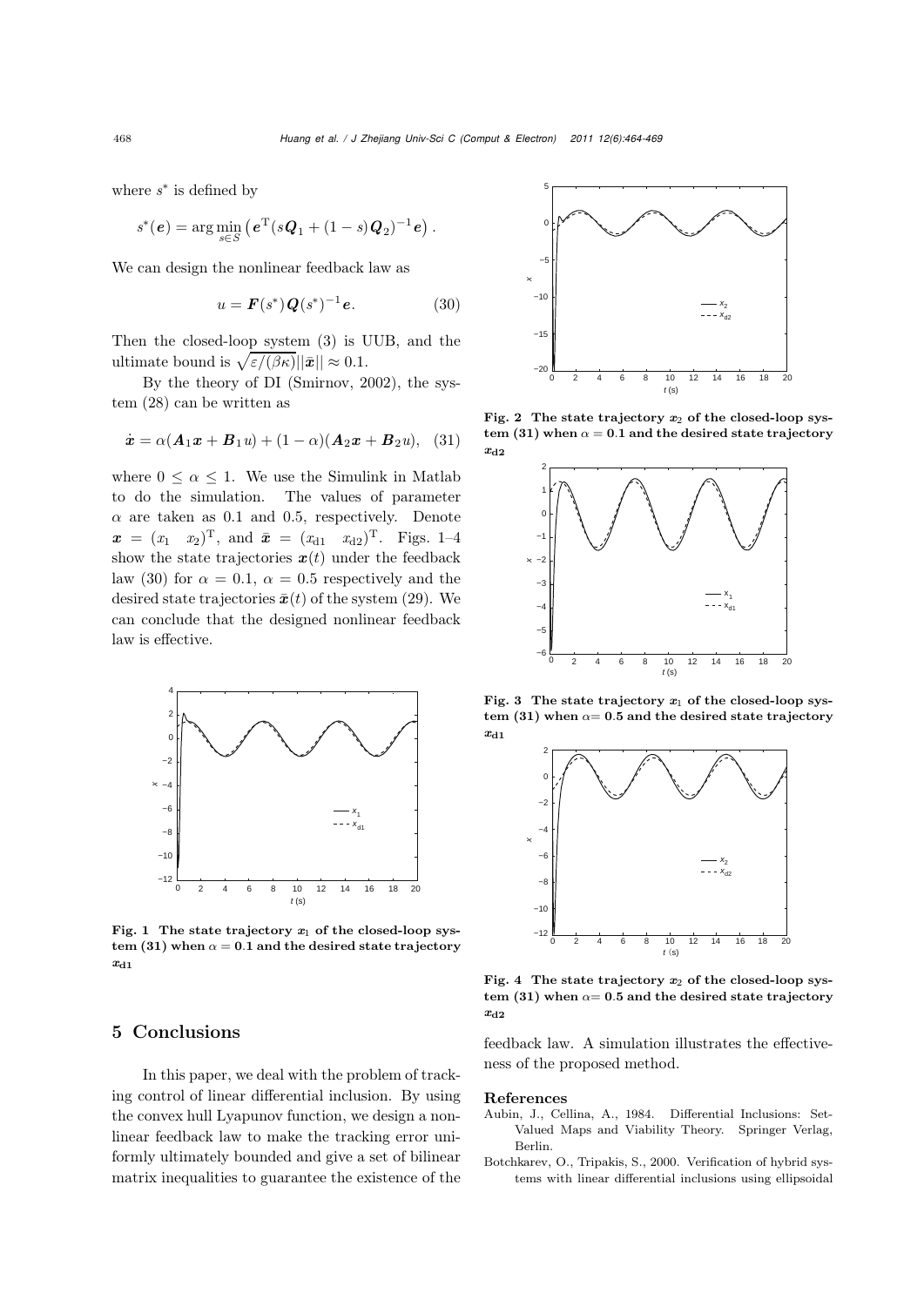where $s^*$ is defined by

$$s^*(\boldsymbol{e}) = \arg\min_{s \in S} \left( \boldsymbol{e}^{\mathrm{T}} (s\boldsymbol{Q}_1 + (1-s)\boldsymbol{Q}_2)^{-1} \boldsymbol{e} \right).$$

We can design the nonlinear feedback law as

$$u = \boldsymbol{F}(s^*)\boldsymbol{Q}(s^*)^{-1}\boldsymbol{e}. \tag{30}$$

Then the closed-loop system (3) is UUB, and the ultimate bound is $\sqrt{\varepsilon/(\beta\kappa)}||\bar{\boldsymbol{x}}|| \approx 0.1$.

By the theory of DI (Smirnov, 2002), the system (28) can be written as

$$\dot{\boldsymbol{x}} = \alpha(\boldsymbol{A}_1\boldsymbol{x} + \boldsymbol{B}_1 u) + (1-\alpha)(\boldsymbol{A}_2\boldsymbol{x} + \boldsymbol{B}_2 u), \tag{31}$$

where $0 \leq \alpha \leq 1$. We use the Simulink in Matlab to do the simulation. The values of parameter $\alpha$ are taken as 0.1 and 0.5, respectively. Denote $\boldsymbol{x} = (x_1 \quad x_2)^{\mathrm{T}}$, and $\bar{\boldsymbol{x}} = (x_{\mathrm{d}1} \quad x_{\mathrm{d}2})^{\mathrm{T}}$. Figs. 1–4 show the state trajectories $\boldsymbol{x}(t)$ under the feedback law (30) for $\alpha = 0.1$, $\alpha = 0.5$ respectively and the desired state trajectories $\bar{\boldsymbol{x}}(t)$ of the system (29). We can conclude that the designed nonlinear feedback law is effective.

**Fig. 1 The state trajectory $x_1$ of the closed-loop system (31) when $\alpha = 0.1$ and the desired state trajectory $x_{\mathrm{d}1}$**

**Fig. 2 The state trajectory $x_2$ of the closed-loop system (31) when $\alpha = 0.1$ and the desired state trajectory $x_{\mathrm{d}2}$**

**Fig. 3 The state trajectory $x_1$ of the closed-loop system (31) when $\alpha = 0.5$ and the desired state trajectory $x_{\mathrm{d}1}$**

**Fig. 4 The state trajectory $x_2$ of the closed-loop system (31) when $\alpha = 0.5$ and the desired state trajectory $x_{\mathrm{d}2}$**

## 5 Conclusions

In this paper, we deal with the problem of tracking control of linear differential inclusion. By using the convex hull Lyapunov function, we design a nonlinear feedback law to make the tracking error uniformly ultimately bounded and give a set of bilinear matrix inequalities to guarantee the existence of the feedback law. A simulation illustrates the effectiveness of the proposed method.

### References

Aubin, J., Cellina, A., 1984. Differential Inclusions: Set-Valued Maps and Viability Theory. Springer Verlag, Berlin.

Botchkarev, O., Tripakis, S., 2000. Verification of hybrid systems with linear differential inclusions using ellipsoidal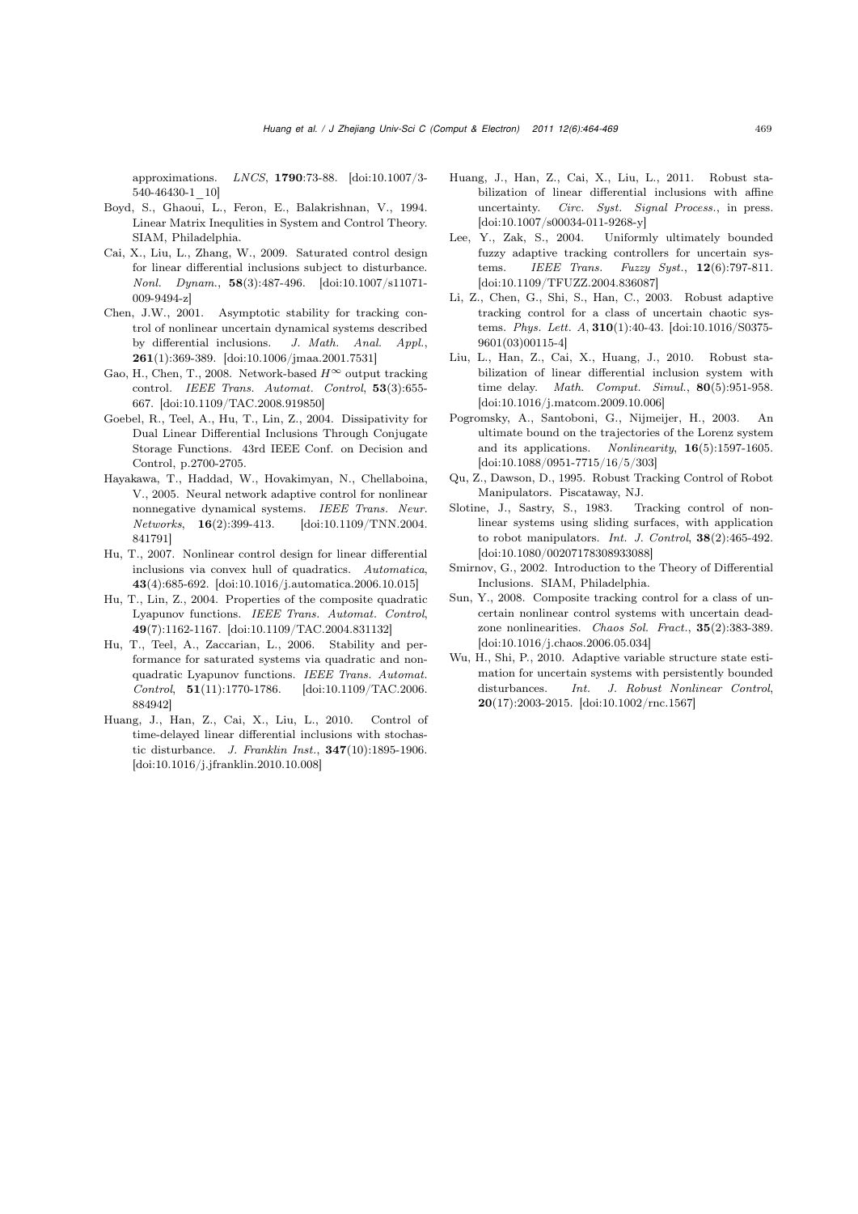approximations. *LNCS*, **1790**:73-88. [doi:10.1007/3-540-46430-1_10]

Boyd, S., Ghaoui, L., Feron, E., Balakrishnan, V., 1994. Linear Matrix Inequlities in System and Control Theory. SIAM, Philadelphia.

Cai, X., Liu, L., Zhang, W., 2009. Saturated control design for linear differential inclusions subject to disturbance. *Nonl. Dynam.*, **58**(3):487-496. [doi:10.1007/s11071-009-9494-z]

Chen, J.W., 2001. Asymptotic stability for tracking control of nonlinear uncertain dynamical systems described by differential inclusions. *J. Math. Anal. Appl.*, **261**(1):369-389. [doi:10.1006/jmaa.2001.7531]

Gao, H., Chen, T., 2008. Network-based $H^{\infty}$ output tracking control. *IEEE Trans. Automat. Control*, **53**(3):655-667. [doi:10.1109/TAC.2008.919850]

Goebel, R., Teel, A., Hu, T., Lin, Z., 2004. Dissipativity for Dual Linear Differential Inclusions Through Conjugate Storage Functions. 43rd IEEE Conf. on Decision and Control, p.2700-2705.

Hayakawa, T., Haddad, W., Hovakimyan, N., Chellaboina, V., 2005. Neural network adaptive control for nonlinear nonnegative dynamical systems. *IEEE Trans. Neur. Networks*, **16**(2):399-413. [doi:10.1109/TNN.2004.841791]

Hu, T., 2007. Nonlinear control design for linear differential inclusions via convex hull of quadratics. *Automatica*, **43**(4):685-692. [doi:10.1016/j.automatica.2006.10.015]

Hu, T., Lin, Z., 2004. Properties of the composite quadratic Lyapunov functions. *IEEE Trans. Automat. Control*, **49**(7):1162-1167. [doi:10.1109/TAC.2004.831132]

Hu, T., Teel, A., Zaccarian, L., 2006. Stability and performance for saturated systems via quadratic and non-quadratic Lyapunov functions. *IEEE Trans. Automat. Control*, **51**(11):1770-1786. [doi:10.1109/TAC.2006.884942]

Huang, J., Han, Z., Cai, X., Liu, L., 2010. Control of time-delayed linear differential inclusions with stochastic disturbance. *J. Franklin Inst.*, **347**(10):1895-1906. [doi:10.1016/j.jfranklin.2010.10.008]

Huang, J., Han, Z., Cai, X., Liu, L., 2011. Robust stabilization of linear differential inclusions with affine uncertainty. *Circ. Syst. Signal Process.*, in press. [doi:10.1007/s00034-011-9268-y]

Lee, Y., Zak, S., 2004. Uniformly ultimately bounded fuzzy adaptive tracking controllers for uncertain systems. *IEEE Trans. Fuzzy Syst.*, **12**(6):797-811. [doi:10.1109/TFUZZ.2004.836087]

Li, Z., Chen, G., Shi, S., Han, C., 2003. Robust adaptive tracking control for a class of uncertain chaotic systems. *Phys. Lett. A*, **310**(1):40-43. [doi:10.1016/S0375-9601(03)00115-4]

Liu, L., Han, Z., Cai, X., Huang, J., 2010. Robust stabilization of linear differential inclusion system with time delay. *Math. Comput. Simul.*, **80**(5):951-958. [doi:10.1016/j.matcom.2009.10.006]

Pogromsky, A., Santoboni, G., Nijmeijer, H., 2003. An ultimate bound on the trajectories of the Lorenz system and its applications. *Nonlinearity*, **16**(5):1597-1605. [doi:10.1088/0951-7715/16/5/303]

Qu, Z., Dawson, D., 1995. Robust Tracking Control of Robot Manipulators. Piscataway, NJ.

Slotine, J., Sastry, S., 1983. Tracking control of nonlinear systems using sliding surfaces, with application to robot manipulators. *Int. J. Control*, **38**(2):465-492. [doi:10.1080/00207178308933088]

Smirnov, G., 2002. Introduction to the Theory of Differential Inclusions. SIAM, Philadelphia.

Sun, Y., 2008. Composite tracking control for a class of uncertain nonlinear control systems with uncertain deadzone nonlinearities. *Chaos Sol. Fract.*, **35**(2):383-389. [doi:10.1016/j.chaos.2006.05.034]

Wu, H., Shi, P., 2010. Adaptive variable structure state estimation for uncertain systems with persistently bounded disturbances. *Int. J. Robust Nonlinear Control*, **20**(17):2003-2015. [doi:10.1002/rnc.1567]